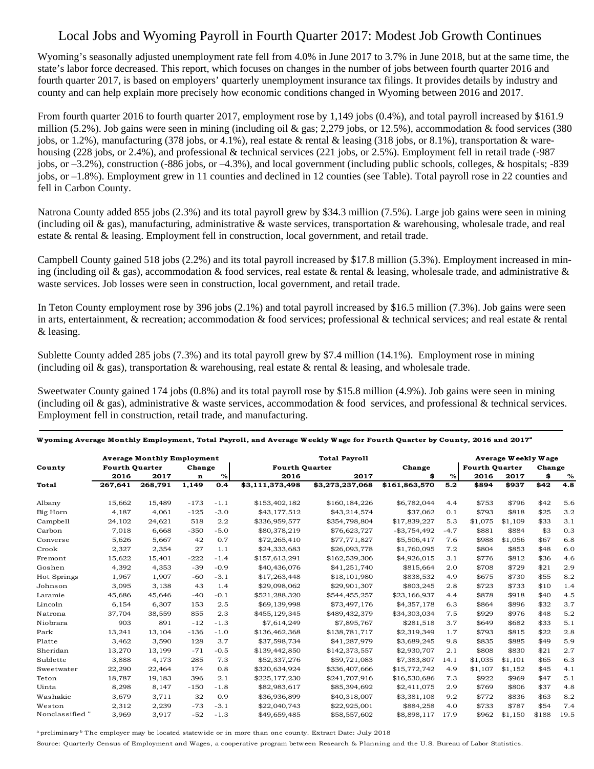# Local Jobs and Wyoming Payroll in Fourth Quarter 2017: Modest Job Growth Continues

Wyoming's seasonally adjusted unemployment rate fell from 4.0% in June 2017 to 3.7% in June 2018, but at the same time, the state's labor force decreased. This report, which focuses on changes in the number of jobs between fourth quarter 2016 and fourth quarter 2017, is based on employers' quarterly unemployment insurance tax filings. It provides details by industry and county and can help explain more precisely how economic conditions changed in Wyoming between 2016 and 2017.

From fourth quarter 2016 to fourth quarter 2017, employment rose by 1,149 jobs (0.4%), and total payroll increased by $161.9 million (5.2%). Job gains were seen in mining (including oil & gas; 2,279 jobs, or 12.5%), accommodation & food services (380 jobs, or 1.2%), manufacturing (378 jobs, or 4.1%), real estate & rental & leasing (318 jobs, or 8.1%), transportation & warehousing (228 jobs, or 2.4%), and professional & technical services (221 jobs, or 2.5%). Employment fell in retail trade (-987 jobs, or –3.2%), construction (-886 jobs, or –4.3%), and local government (including public schools, colleges, & hospitals; -839 jobs, or –1.8%). Employment grew in 11 counties and declined in 12 counties (see Table). Total payroll rose in 22 counties and fell in Carbon County.

Natrona County added 855 jobs (2.3%) and its total payroll grew by $34.3 million (7.5%). Large job gains were seen in mining (including oil & gas), manufacturing, administrative & waste services, transportation & warehousing, wholesale trade, and real estate & rental & leasing. Employment fell in construction, local government, and retail trade.

Campbell County gained 518 jobs (2.2%) and its total payroll increased by $17.8 million (5.3%). Employment increased in mining (including oil & gas), accommodation & food services, real estate & rental & leasing, wholesale trade, and administrative & waste services. Job losses were seen in construction, local government, and retail trade.

In Teton County employment rose by 396 jobs (2.1%) and total payroll increased by $16.5 million (7.3%). Job gains were seen in arts, entertainment, & recreation; accommodation & food services; professional & technical services; and real estate & rental & leasing.

Sublette County added 285 jobs (7.3%) and its total payroll grew by $7.4 million (14.1%). Employment rose in mining (including oil & gas), transportation & warehousing, real estate & rental & leasing, and wholesale trade.

Sweetwater County gained 174 jobs (0.8%) and its total payroll rose by $15.8 million (4.9%). Job gains were seen in mining (including oil & gas), administrative & waste services, accommodation & food services, and professional & technical services. Employment fell in construction, retail trade, and manufacturing.

**Wyoming Average Monthly Employment, Total Payroll, and Average Weekly Wage for Fourth Quarter by County, 2016 and 2017[a]**

| | Average Monthly Employment | | | | Total Payroll | | | | Average Weekly Wage | | | |
|---|---|---|---|---|---|---|---|---|---|---|---|---|
| County | Fourth Quarter | | Change | | Fourth Quarter | | Change | | Fourth Quarter | | Change | |
| | 2016 | 2017 | n | % | 2016 | 2017 | $ | % | 2016 | 2017 | $ | % |
| **Total** | **267,641** | **268,791** | **1,149** | **0.4** | **$3,111,373,498** | **$3,273,237,068** | **$161,863,570** | **5.2** | **$894** | **$937** | **$42** | **4.8** |
| Albany | 15,662 | 15,489 | -173 | -1.1 | $153,402,182 | $160,184,226 | $6,782,044 | 4.4 | $753 | $796 | $42 | 5.6 |
| Big Horn | 4,187 | 4,061 | -125 | -3.0 | $43,177,512 | $43,214,574 | $37,062 | 0.1 | $793 | $818 | $25 | 3.2 |
| Campbell | 24,102 | 24,621 | 518 | 2.2 | $336,959,577 | $354,798,804 | $17,839,227 | 5.3 | $1,075 | $1,109 | $33 | 3.1 |
| Carbon | 7,018 | 6,668 | -350 | -5.0 | $80,378,219 | $76,623,727 | -$3,754,492 | -4.7 | $881 | $884 | $3 | 0.3 |
| Converse | 5,626 | 5,667 | 42 | 0.7 | $72,265,410 | $77,771,827 | $5,506,417 | 7.6 | $988 | $1,056 | $67 | 6.8 |
| Crook | 2,327 | 2,354 | 27 | 1.1 | $24,333,683 | $26,093,778 | $1,760,095 | 7.2 | $804 | $853 | $48 | 6.0 |
| Fremont | 15,622 | 15,401 | -222 | -1.4 | $157,613,291 | $162,539,306 | $4,926,015 | 3.1 | $776 | $812 | $36 | 4.6 |
| Goshen | 4,392 | 4,353 | -39 | -0.9 | $40,436,076 | $41,251,740 | $815,664 | 2.0 | $708 | $729 | $21 | 2.9 |
| Hot Springs | 1,967 | 1,907 | -60 | -3.1 | $17,263,448 | $18,101,980 | $838,532 | 4.9 | $675 | $730 | $55 | 8.2 |
| Johnson | 3,095 | 3,138 | 43 | 1.4 | $29,098,062 | $29,901,307 | $803,245 | 2.8 | $723 | $733 | $10 | 1.4 |
| Laramie | 45,686 | 45,646 | -40 | -0.1 | $521,288,320 | $544,455,257 | $23,166,937 | 4.4 | $878 | $918 | $40 | 4.5 |
| Lincoln | 6,154 | 6,307 | 153 | 2.5 | $69,139,998 | $73,497,176 | $4,357,178 | 6.3 | $864 | $896 | $32 | 3.7 |
| Natrona | 37,704 | 38,559 | 855 | 2.3 | $455,129,345 | $489,432,379 | $34,303,034 | 7.5 | $929 | $976 | $48 | 5.2 |
| Niobrara | 903 | 891 | -12 | -1.3 | $7,614,249 | $7,895,767 | $281,518 | 3.7 | $649 | $682 | $33 | 5.1 |
| Park | 13,241 | 13,104 | -136 | -1.0 | $136,462,368 | $138,781,717 | $2,319,349 | 1.7 | $793 | $815 | $22 | 2.8 |
| Platte | 3,462 | 3,590 | 128 | 3.7 | $37,598,734 | $41,287,979 | $3,689,245 | 9.8 | $835 | $885 | $49 | 5.9 |
| Sheridan | 13,270 | 13,199 | -71 | -0.5 | $139,442,850 | $142,373,557 | $2,930,707 | 2.1 | $808 | $830 | $21 | 2.7 |
| Sublette | 3,888 | 4,173 | 285 | 7.3 | $52,337,276 | $59,721,083 | $7,383,807 | 14.1 | $1,035 | $1,101 | $65 | 6.3 |
| Sweetwater | 22,290 | 22,464 | 174 | 0.8 | $320,634,924 | $336,407,666 | $15,772,742 | 4.9 | $1,107 | $1,152 | $45 | 4.1 |
| Teton | 18,787 | 19,183 | 396 | 2.1 | $225,177,230 | $241,707,916 | $16,530,686 | 7.3 | $922 | $969 | $47 | 5.1 |
| Uinta | 8,298 | 8,147 | -150 | -1.8 | $82,983,617 | $85,394,692 | $2,411,075 | 2.9 | $769 | $806 | $37 | 4.8 |
| Washakie | 3,679 | 3,711 | 32 | 0.9 | $36,936,899 | $40,318,007 | $3,381,108 | 9.2 | $772 | $836 | $63 | 8.2 |
| Weston | 2,312 | 2,239 | -73 | -3.1 | $22,040,743 | $22,925,001 | $884,258 | 4.0 | $733 | $787 | $54 | 7.4 |
| Nonclassified[b] | 3,969 | 3,917 | -52 | -1.3 | $49,659,485 | $58,557,602 | $8,898,117 | 17.9 | $962 | $1,150 | $188 | 19.5 |

[a]preliminary [b]The employer may be located statewide or in more than one county. Extract Date: July 2018

Source: Quarterly Census of Employment and Wages, a cooperative program between Research & Planning and the U.S. Bureau of Labor Statistics.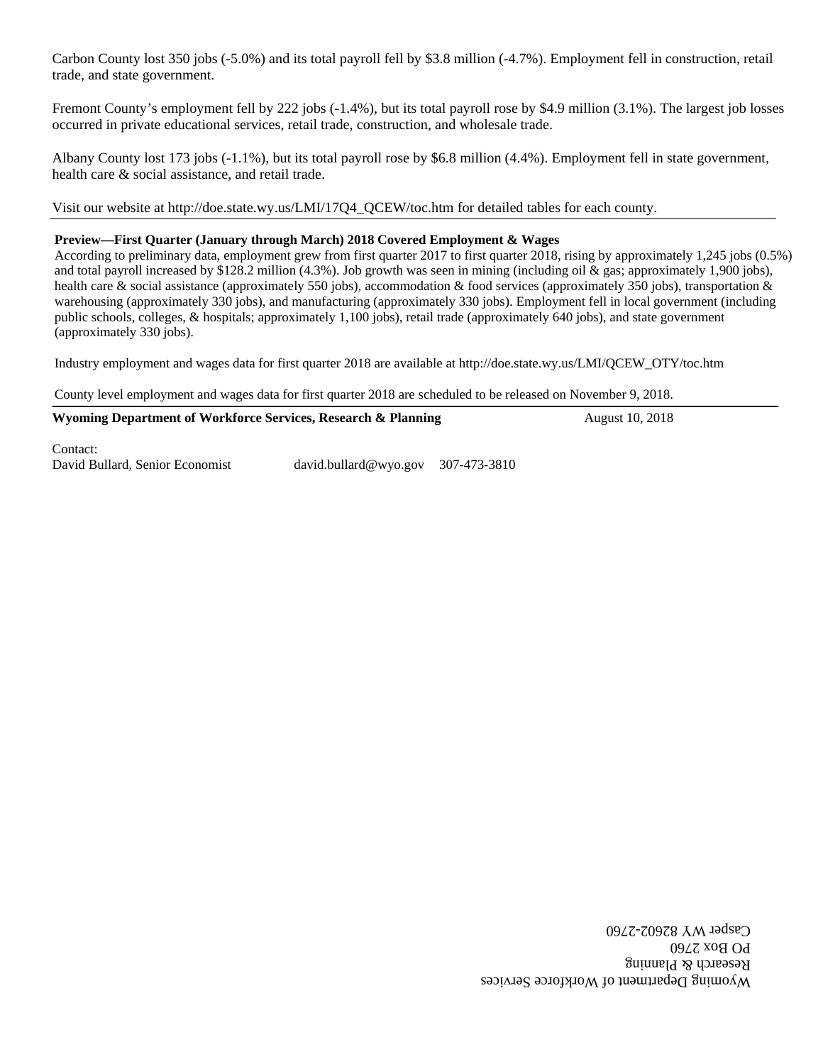Carbon County lost 350 jobs (-5.0%) and its total payroll fell by $3.8 million (-4.7%). Employment fell in construction, retail trade, and state government.

Fremont County's employment fell by 222 jobs (-1.4%), but its total payroll rose by $4.9 million (3.1%). The largest job losses occurred in private educational services, retail trade, construction, and wholesale trade.

Albany County lost 173 jobs (-1.1%), but its total payroll rose by $6.8 million (4.4%). Employment fell in state government, health care & social assistance, and retail trade.

Visit our website at http://doe.state.wy.us/LMI/17Q4_QCEW/toc.htm for detailed tables for each county.

---

**Preview—First Quarter (January through March) 2018 Covered Employment & Wages**

According to preliminary data, employment grew from first quarter 2017 to first quarter 2018, rising by approximately 1,245 jobs (0.5%) and total payroll increased by $128.2 million (4.3%). Job growth was seen in mining (including oil & gas; approximately 1,900 jobs), health care & social assistance (approximately 550 jobs), accommodation & food services (approximately 350 jobs), transportation & warehousing (approximately 330 jobs), and manufacturing (approximately 330 jobs). Employment fell in local government (including public schools, colleges, & hospitals; approximately 1,100 jobs), retail trade (approximately 640 jobs), and state government (approximately 330 jobs).

Industry employment and wages data for first quarter 2018 are available at http://doe.state.wy.us/LMI/QCEW_OTY/toc.htm

County level employment and wages data for first quarter 2018 are scheduled to be released on November 9, 2018.

---

**Wyoming Department of Workforce Services, Research & Planning** August 10, 2018

Contact:
David Bullard, Senior Economist david.bullard@wyo.gov 307-473-3810

Wyoming Department of Workforce Services
Research & Planning
PO Box 2760
Casper WY 82602-2760